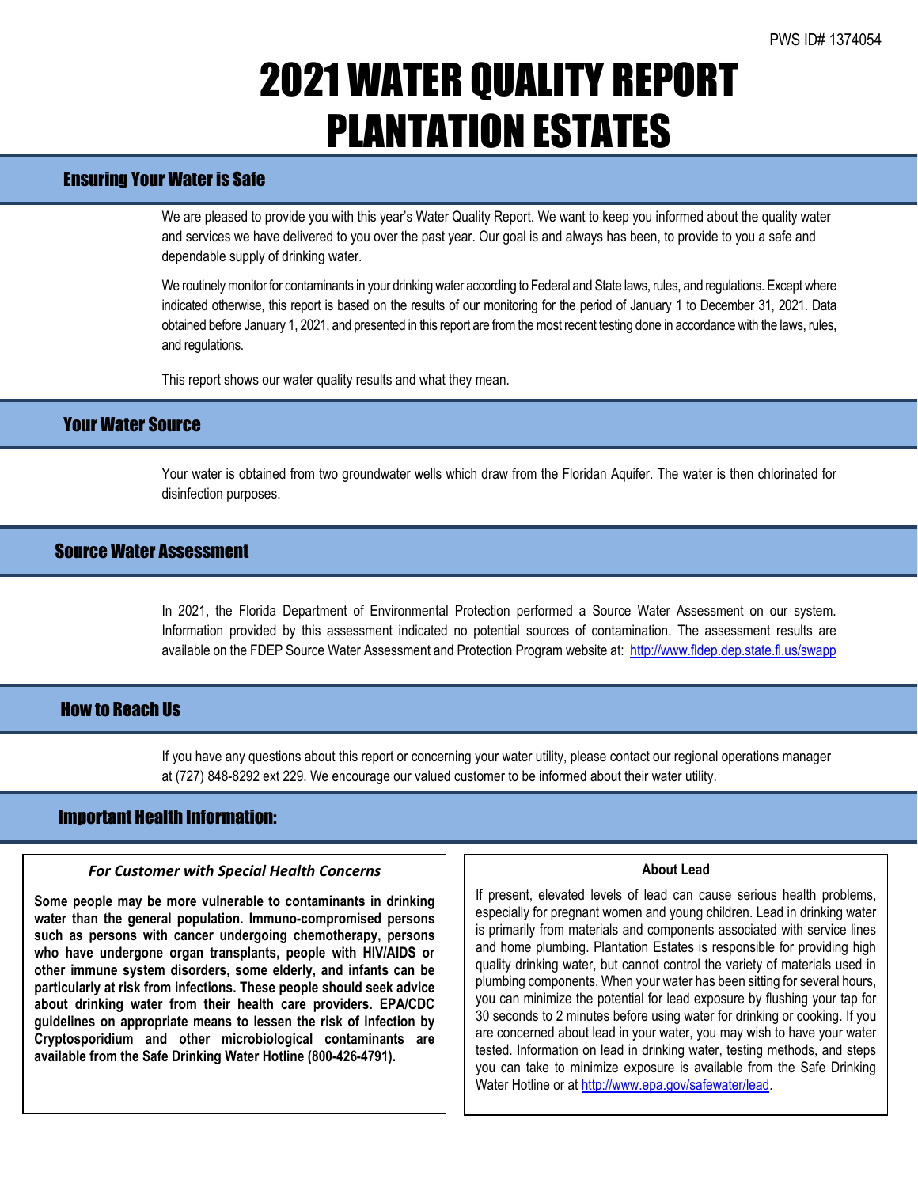PWS ID# 1374054

# 2021 WATER QUALITY REPORT PLANTATION ESTATES

## Ensuring Your Water is Safe

We are pleased to provide you with this year's Water Quality Report. We want to keep you informed about the quality water and services we have delivered to you over the past year. Our goal is and always has been, to provide to you a safe and dependable supply of drinking water.

We routinely monitor for contaminants in your drinking water according to Federal and State laws, rules, and regulations. Except where indicated otherwise, this report is based on the results of our monitoring for the period of January 1 to December 31, 2021. Data obtained before January 1, 2021, and presented in this report are from the most recent testing done in accordance with the laws, rules, and regulations.

This report shows our water quality results and what they mean.

## Your Water Source

Your water is obtained from two groundwater wells which draw from the Floridan Aquifer. The water is then chlorinated for disinfection purposes.

## Source Water Assessment

In 2021, the Florida Department of Environmental Protection performed a Source Water Assessment on our system. Information provided by this assessment indicated no potential sources of contamination. The assessment results are available on the FDEP Source Water Assessment and Protection Program website at: [http://www.fldep.dep.state.fl.us/swapp](http://www.fldep.dep.state.fl.us/swapp)

## How to Reach Us

If you have any questions about this report or concerning your water utility, please contact our regional operations manager at (727) 848-8292 ext 229. We encourage our valued customer to be informed about their water utility.

## Important Health Information:

### *For Customer with Special Health Concerns*

**Some people may be more vulnerable to contaminants in drinking water than the general population. Immuno-compromised persons such as persons with cancer undergoing chemotherapy, persons who have undergone organ transplants, people with HIV/AIDS or other immune system disorders, some elderly, and infants can be particularly at risk from infections. These people should seek advice about drinking water from their health care providers. EPA/CDC guidelines on appropriate means to lessen the risk of infection by Cryptosporidium and other microbiological contaminants are available from the Safe Drinking Water Hotline (800-426-4791).**

### About Lead

If present, elevated levels of lead can cause serious health problems, especially for pregnant women and young children. Lead in drinking water is primarily from materials and components associated with service lines and home plumbing. Plantation Estates is responsible for providing high quality drinking water, but cannot control the variety of materials used in plumbing components. When your water has been sitting for several hours, you can minimize the potential for lead exposure by flushing your tap for 30 seconds to 2 minutes before using water for drinking or cooking. If you are concerned about lead in your water, you may wish to have your water tested. Information on lead in drinking water, testing methods, and steps you can take to minimize exposure is available from the Safe Drinking Water Hotline or at [http://www.epa.gov/safewater/lead](http://www.epa.gov/safewater/lead).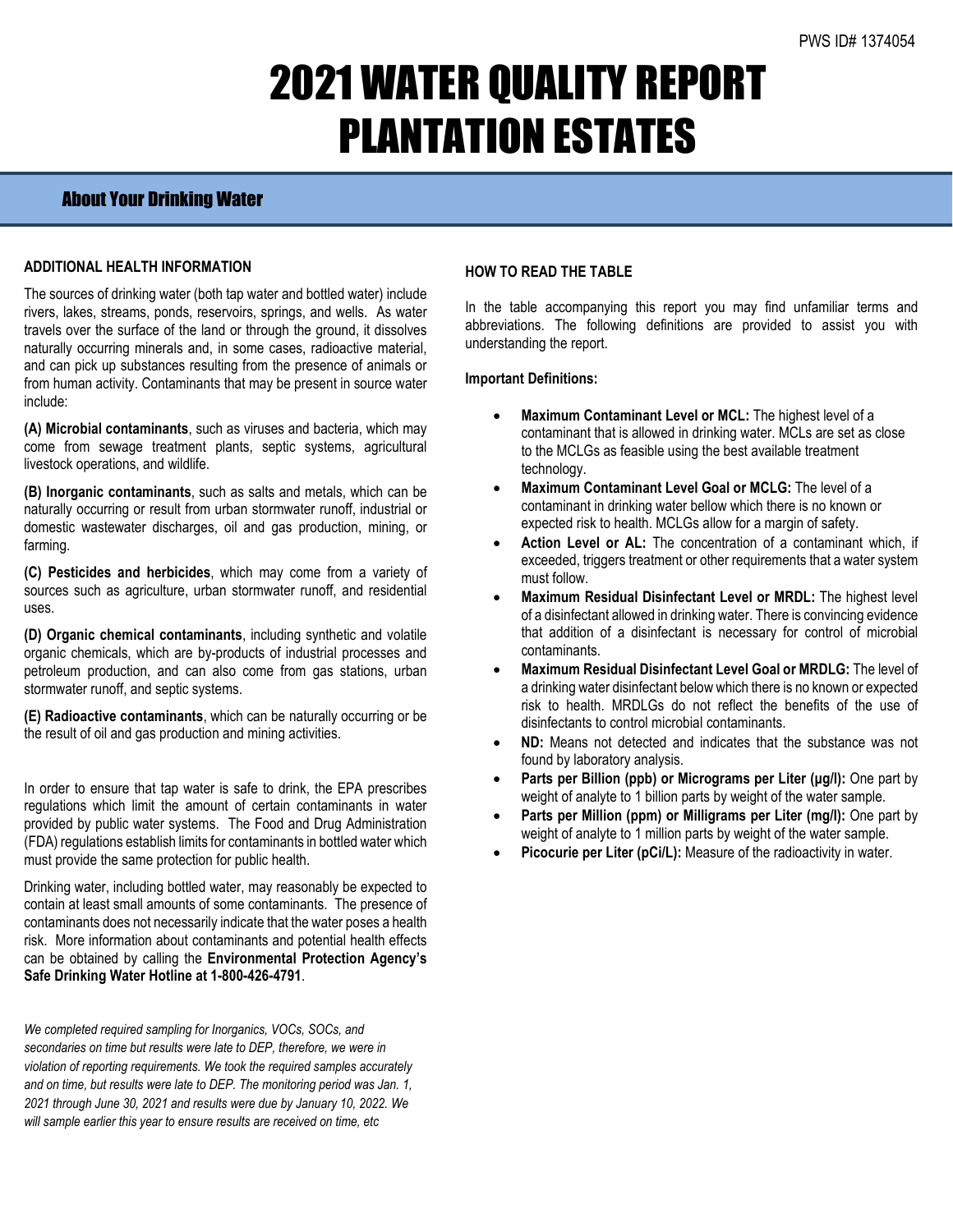PWS ID# 1374054

# 2021 WATER QUALITY REPORT PLANTATION ESTATES

## About Your Drinking Water

### ADDITIONAL HEALTH INFORMATION

The sources of drinking water (both tap water and bottled water) include rivers, lakes, streams, ponds, reservoirs, springs, and wells. As water travels over the surface of the land or through the ground, it dissolves naturally occurring minerals and, in some cases, radioactive material, and can pick up substances resulting from the presence of animals or from human activity. Contaminants that may be present in source water include:

**(A) Microbial contaminants**, such as viruses and bacteria, which may come from sewage treatment plants, septic systems, agricultural livestock operations, and wildlife.

**(B) Inorganic contaminants**, such as salts and metals, which can be naturally occurring or result from urban stormwater runoff, industrial or domestic wastewater discharges, oil and gas production, mining, or farming.

**(C) Pesticides and herbicides**, which may come from a variety of sources such as agriculture, urban stormwater runoff, and residential uses.

**(D) Organic chemical contaminants**, including synthetic and volatile organic chemicals, which are by-products of industrial processes and petroleum production, and can also come from gas stations, urban stormwater runoff, and septic systems.

**(E) Radioactive contaminants**, which can be naturally occurring or be the result of oil and gas production and mining activities.

In order to ensure that tap water is safe to drink, the EPA prescribes regulations which limit the amount of certain contaminants in water provided by public water systems. The Food and Drug Administration (FDA) regulations establish limits for contaminants in bottled water which must provide the same protection for public health.

Drinking water, including bottled water, may reasonably be expected to contain at least small amounts of some contaminants. The presence of contaminants does not necessarily indicate that the water poses a health risk. More information about contaminants and potential health effects can be obtained by calling the **Environmental Protection Agency's Safe Drinking Water Hotline at 1-800-426-4791**.

*We completed required sampling for Inorganics, VOCs, SOCs, and secondaries on time but results were late to DEP, therefore, we were in violation of reporting requirements. We took the required samples accurately and on time, but results were late to DEP. The monitoring period was Jan. 1, 2021 through June 30, 2021 and results were due by January 10, 2022. We will sample earlier this year to ensure results are received on time, etc*

### HOW TO READ THE TABLE

In the table accompanying this report you may find unfamiliar terms and abbreviations. The following definitions are provided to assist you with understanding the report.

**Important Definitions:**

- **Maximum Contaminant Level or MCL:** The highest level of a contaminant that is allowed in drinking water. MCLs are set as close to the MCLGs as feasible using the best available treatment technology.
- **Maximum Contaminant Level Goal or MCLG:** The level of a contaminant in drinking water bellow which there is no known or expected risk to health. MCLGs allow for a margin of safety.
- **Action Level or AL:** The concentration of a contaminant which, if exceeded, triggers treatment or other requirements that a water system must follow.
- **Maximum Residual Disinfectant Level or MRDL:** The highest level of a disinfectant allowed in drinking water. There is convincing evidence that addition of a disinfectant is necessary for control of microbial contaminants.
- **Maximum Residual Disinfectant Level Goal or MRDLG:** The level of a drinking water disinfectant below which there is no known or expected risk to health. MRDLGs do not reflect the benefits of the use of disinfectants to control microbial contaminants.
- **ND:** Means not detected and indicates that the substance was not found by laboratory analysis.
- **Parts per Billion (ppb) or Micrograms per Liter (µg/l):** One part by weight of analyte to 1 billion parts by weight of the water sample.
- **Parts per Million (ppm) or Milligrams per Liter (mg/l):** One part by weight of analyte to 1 million parts by weight of the water sample.
- **Picocurie per Liter (pCi/L):** Measure of the radioactivity in water.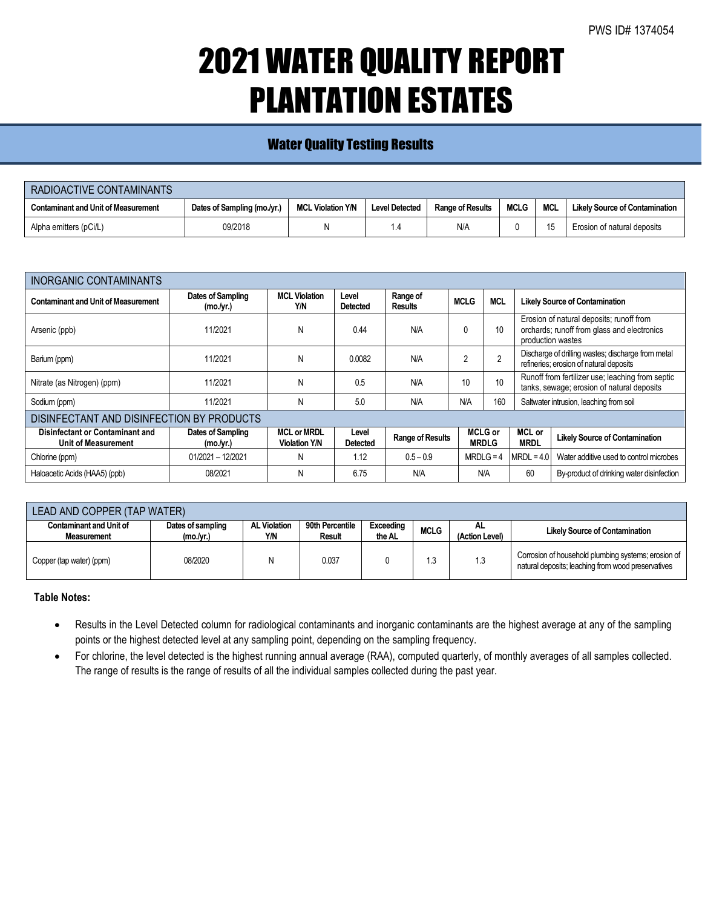PWS ID# 1374054

# 2021 WATER QUALITY REPORT PLANTATION ESTATES

## Water Quality Testing Results

| RADIOACTIVE CONTAMINANTS | | | | | | | |
|---|---|---|---|---|---|---|---|
| **Contaminant and Unit of Measurement** | **Dates of Sampling (mo./yr.)** | **MCL Violation Y/N** | **Level Detected** | **Range of Results** | **MCLG** | **MCL** | **Likely Source of Contamination** |
| Alpha emitters (pCi/L) | 09/2018 | N | 1.4 | N/A | 0 | 15 | Erosion of natural deposits |

| INORGANIC CONTAMINANTS | | | | | | | |
|---|---|---|---|---|---|---|---|
| **Contaminant and Unit of Measurement** | **Dates of Sampling (mo./yr.)** | **MCL Violation Y/N** | **Level Detected** | **Range of Results** | **MCLG** | **MCL** | **Likely Source of Contamination** |
| Arsenic (ppb) | 11/2021 | N | 0.44 | N/A | 0 | 10 | Erosion of natural deposits; runoff from orchards; runoff from glass and electronics production wastes |
| Barium (ppm) | 11/2021 | N | 0.0082 | N/A | 2 | 2 | Discharge of drilling wastes; discharge from metal refineries; erosion of natural deposits |
| Nitrate (as Nitrogen) (ppm) | 11/2021 | N | 0.5 | N/A | 10 | 10 | Runoff from fertilizer use; leaching from septic tanks, sewage; erosion of natural deposits |
| Sodium (ppm) | 11/2021 | N | 5.0 | N/A | N/A | 160 | Saltwater intrusion, leaching from soil |
| DISINFECTANT AND DISINFECTION BY PRODUCTS | | | | | | | |
| **Disinfectant or Contaminant and Unit of Measurement** | **Dates of Sampling (mo./yr.)** | **MCL or MRDL Violation Y/N** | **Level Detected** | **Range of Results** | **MCLG or MRDLG** | **MCL or MRDL** | **Likely Source of Contamination** |
| Chlorine (ppm) | 01/2021 – 12/2021 | N | 1.12 | 0.5 – 0.9 | MRDLG = 4 | MRDL = 4.0 | Water additive used to control microbes |
| Haloacetic Acids (HAA5) (ppb) | 08/2021 | N | 6.75 | N/A | N/A | 60 | By-product of drinking water disinfection |

| LEAD AND COPPER (TAP WATER) | | | | | | | |
|---|---|---|---|---|---|---|---|
| **Contaminant and Unit of Measurement** | **Dates of sampling (mo./yr.)** | **AL Violation Y/N** | **90th Percentile Result** | **Exceeding the AL** | **MCLG** | **AL (Action Level)** | **Likely Source of Contamination** |
| Copper (tap water) (ppm) | 08/2020 | N | 0.037 | 0 | 1.3 | 1.3 | Corrosion of household plumbing systems; erosion of natural deposits; leaching from wood preservatives |

**Table Notes:**

- Results in the Level Detected column for radiological contaminants and inorganic contaminants are the highest average at any of the sampling points or the highest detected level at any sampling point, depending on the sampling frequency.
- For chlorine, the level detected is the highest running annual average (RAA), computed quarterly, of monthly averages of all samples collected. The range of results is the range of results of all the individual samples collected during the past year.